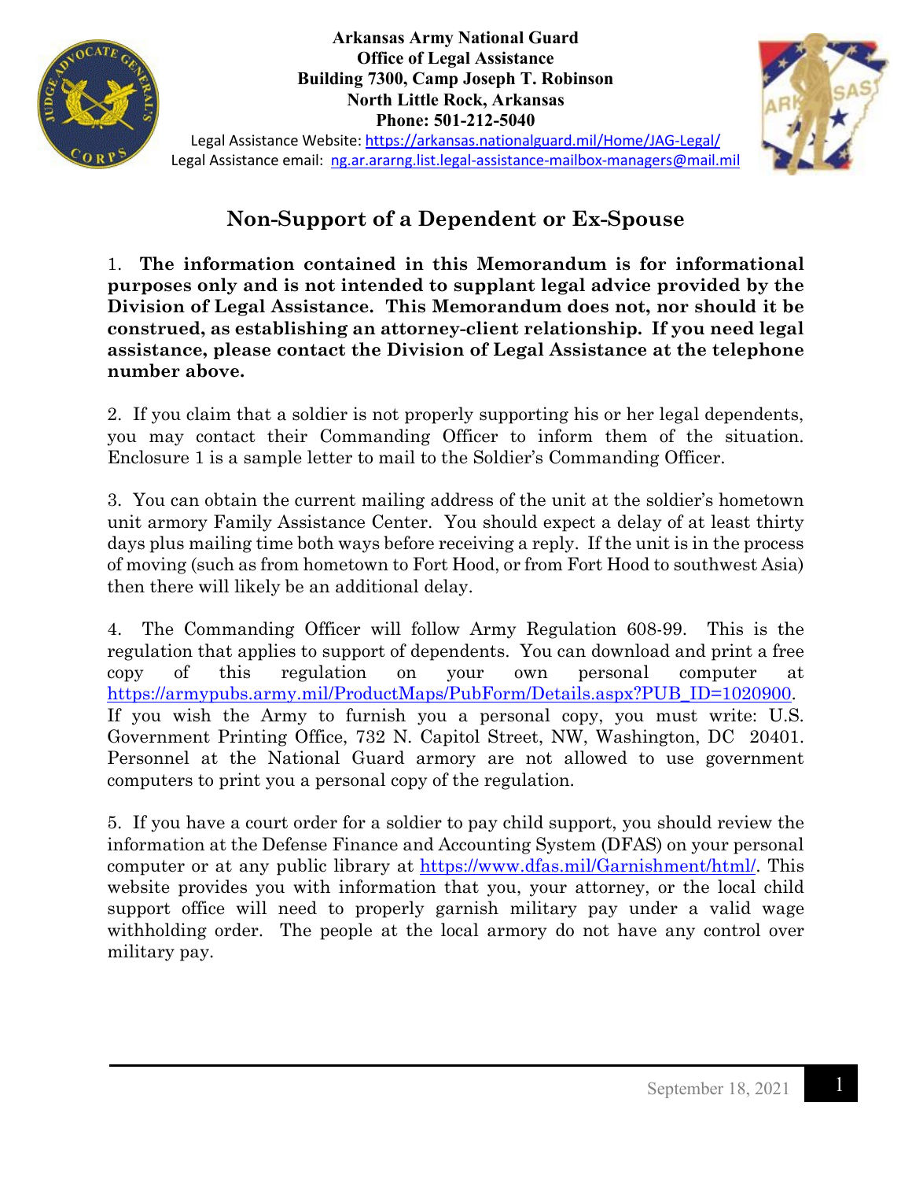**Arkansas Army National Guard**
**Office of Legal Assistance**
**Building 7300, Camp Joseph T. Robinson**
**North Little Rock, Arkansas**
**Phone: 501-212-5040**

Legal Assistance Website: https://arkansas.nationalguard.mil/Home/JAG-Legal/
Legal Assistance email: ng.ar.ararng.list.legal-assistance-mailbox-managers@mail.mil

# Non-Support of a Dependent or Ex-Spouse

1. **The information contained in this Memorandum is for informational purposes only and is not intended to supplant legal advice provided by the Division of Legal Assistance. This Memorandum does not, nor should it be construed, as establishing an attorney-client relationship. If you need legal assistance, please contact the Division of Legal Assistance at the telephone number above.**

2. If you claim that a soldier is not properly supporting his or her legal dependents, you may contact their Commanding Officer to inform them of the situation. Enclosure 1 is a sample letter to mail to the Soldier's Commanding Officer.

3. You can obtain the current mailing address of the unit at the soldier's hometown unit armory Family Assistance Center. You should expect a delay of at least thirty days plus mailing time both ways before receiving a reply. If the unit is in the process of moving (such as from hometown to Fort Hood, or from Fort Hood to southwest Asia) then there will likely be an additional delay.

4. The Commanding Officer will follow Army Regulation 608-99. This is the regulation that applies to support of dependents. You can download and print a free copy of this regulation on your own personal computer at https://armypubs.army.mil/ProductMaps/PubForm/Details.aspx?PUB_ID=1020900. If you wish the Army to furnish you a personal copy, you must write: U.S. Government Printing Office, 732 N. Capitol Street, NW, Washington, DC 20401. Personnel at the National Guard armory are not allowed to use government computers to print you a personal copy of the regulation.

5. If you have a court order for a soldier to pay child support, you should review the information at the Defense Finance and Accounting System (DFAS) on your personal computer or at any public library at https://www.dfas.mil/Garnishment/html/. This website provides you with information that you, your attorney, or the local child support office will need to properly garnish military pay under a valid wage withholding order. The people at the local armory do not have any control over military pay.

September 18, 2021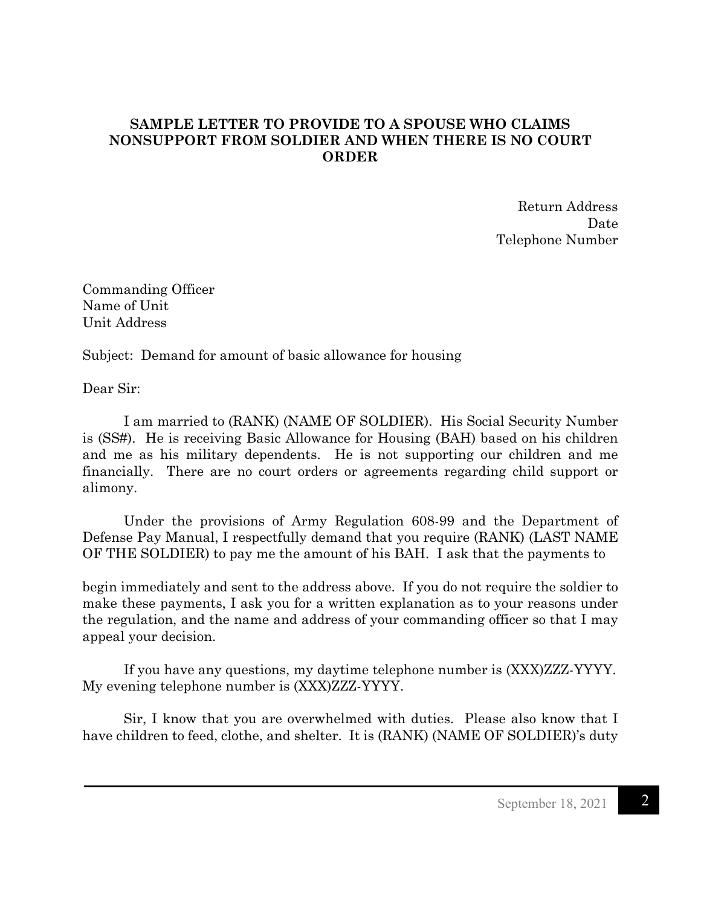**SAMPLE LETTER TO PROVIDE TO A SPOUSE WHO CLAIMS NONSUPPORT FROM SOLDIER AND WHEN THERE IS NO COURT ORDER**

Return Address
Date
Telephone Number

Commanding Officer
Name of Unit
Unit Address

Subject: Demand for amount of basic allowance for housing

Dear Sir:

I am married to (RANK) (NAME OF SOLDIER). His Social Security Number is (SS#). He is receiving Basic Allowance for Housing (BAH) based on his children and me as his military dependents. He is not supporting our children and me financially. There are no court orders or agreements regarding child support or alimony.

Under the provisions of Army Regulation 608-99 and the Department of Defense Pay Manual, I respectfully demand that you require (RANK) (LAST NAME OF THE SOLDIER) to pay me the amount of his BAH. I ask that the payments to begin immediately and sent to the address above. If you do not require the soldier to make these payments, I ask you for a written explanation as to your reasons under the regulation, and the name and address of your commanding officer so that I may appeal your decision.

If you have any questions, my daytime telephone number is (XXX)ZZZ-YYYY. My evening telephone number is (XXX)ZZZ-YYYY.

Sir, I know that you are overwhelmed with duties. Please also know that I have children to feed, clothe, and shelter. It is (RANK) (NAME OF SOLDIER)'s duty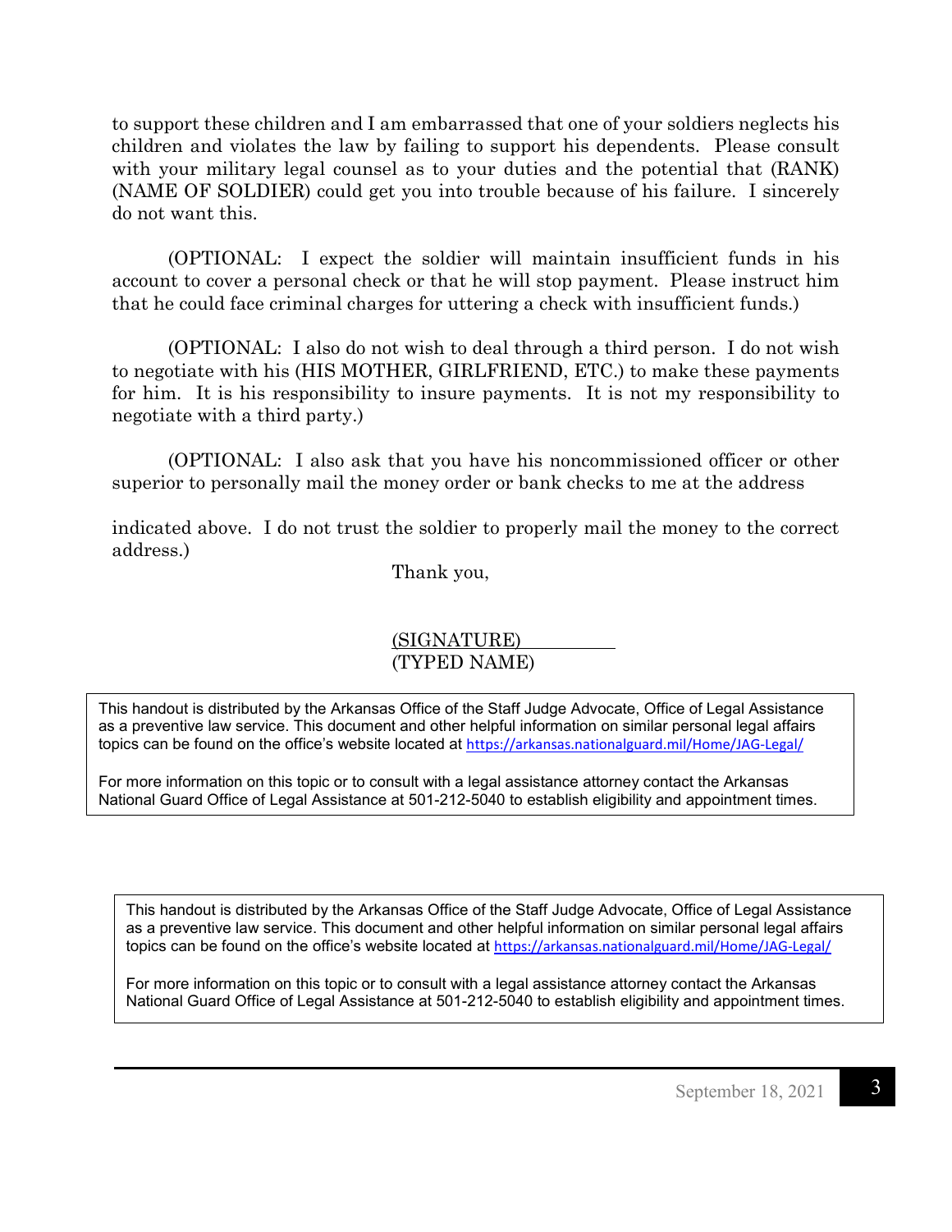to support these children and I am embarrassed that one of your soldiers neglects his children and violates the law by failing to support his dependents. Please consult with your military legal counsel as to your duties and the potential that (RANK) (NAME OF SOLDIER) could get you into trouble because of his failure. I sincerely do not want this.

(OPTIONAL: I expect the soldier will maintain insufficient funds in his account to cover a personal check or that he will stop payment. Please instruct him that he could face criminal charges for uttering a check with insufficient funds.)

(OPTIONAL: I also do not wish to deal through a third person. I do not wish to negotiate with his (HIS MOTHER, GIRLFRIEND, ETC.) to make these payments for him. It is his responsibility to insure payments. It is not my responsibility to negotiate with a third party.)

(OPTIONAL: I also ask that you have his noncommissioned officer or other superior to personally mail the money order or bank checks to me at the address indicated above. I do not trust the soldier to properly mail the money to the correct address.)

Thank you,

(SIGNATURE)
(TYPED NAME)

This handout is distributed by the Arkansas Office of the Staff Judge Advocate, Office of Legal Assistance as a preventive law service. This document and other helpful information on similar personal legal affairs topics can be found on the office's website located at https://arkansas.nationalguard.mil/Home/JAG-Legal/

For more information on this topic or to consult with a legal assistance attorney contact the Arkansas National Guard Office of Legal Assistance at 501-212-5040 to establish eligibility and appointment times.

This handout is distributed by the Arkansas Office of the Staff Judge Advocate, Office of Legal Assistance as a preventive law service. This document and other helpful information on similar personal legal affairs topics can be found on the office's website located at https://arkansas.nationalguard.mil/Home/JAG-Legal/

For more information on this topic or to consult with a legal assistance attorney contact the Arkansas National Guard Office of Legal Assistance at 501-212-5040 to establish eligibility and appointment times.

September 18, 2021